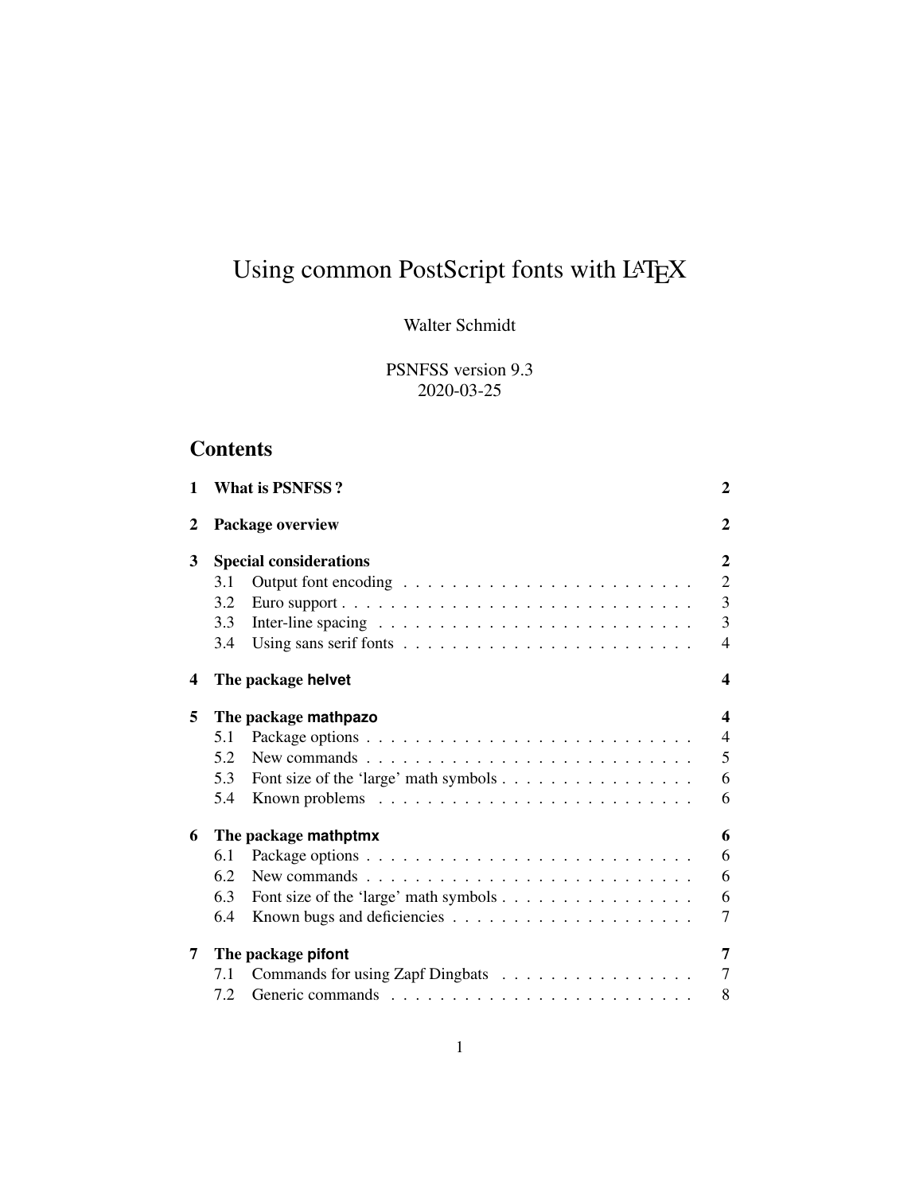# Using common PostScript fonts with LaTeX

Walter Schmidt

PSNFSS version 9.3
2020-03-25

## Contents

| | | |
|---|---|---|
| **1** | **What is PSNFSS ?** | **2** |
| **2** | **Package overview** | **2** |
| **3** | **Special considerations** | **2** |
| 3.1 | Output font encoding | 2 |
| 3.2 | Euro support | 3 |
| 3.3 | Inter-line spacing | 3 |
| 3.4 | Using sans serif fonts | 4 |
| **4** | **The package helvet** | **4** |
| **5** | **The package mathpazo** | **4** |
| 5.1 | Package options | 4 |
| 5.2 | New commands | 5 |
| 5.3 | Font size of the 'large' math symbols | 6 |
| 5.4 | Known problems | 6 |
| **6** | **The package mathptmx** | **6** |
| 6.1 | Package options | 6 |
| 6.2 | New commands | 6 |
| 6.3 | Font size of the 'large' math symbols | 6 |
| 6.4 | Known bugs and deficiencies | 7 |
| **7** | **The package pifont** | **7** |
| 7.1 | Commands for using Zapf Dingbats | 7 |
| 7.2 | Generic commands | 8 |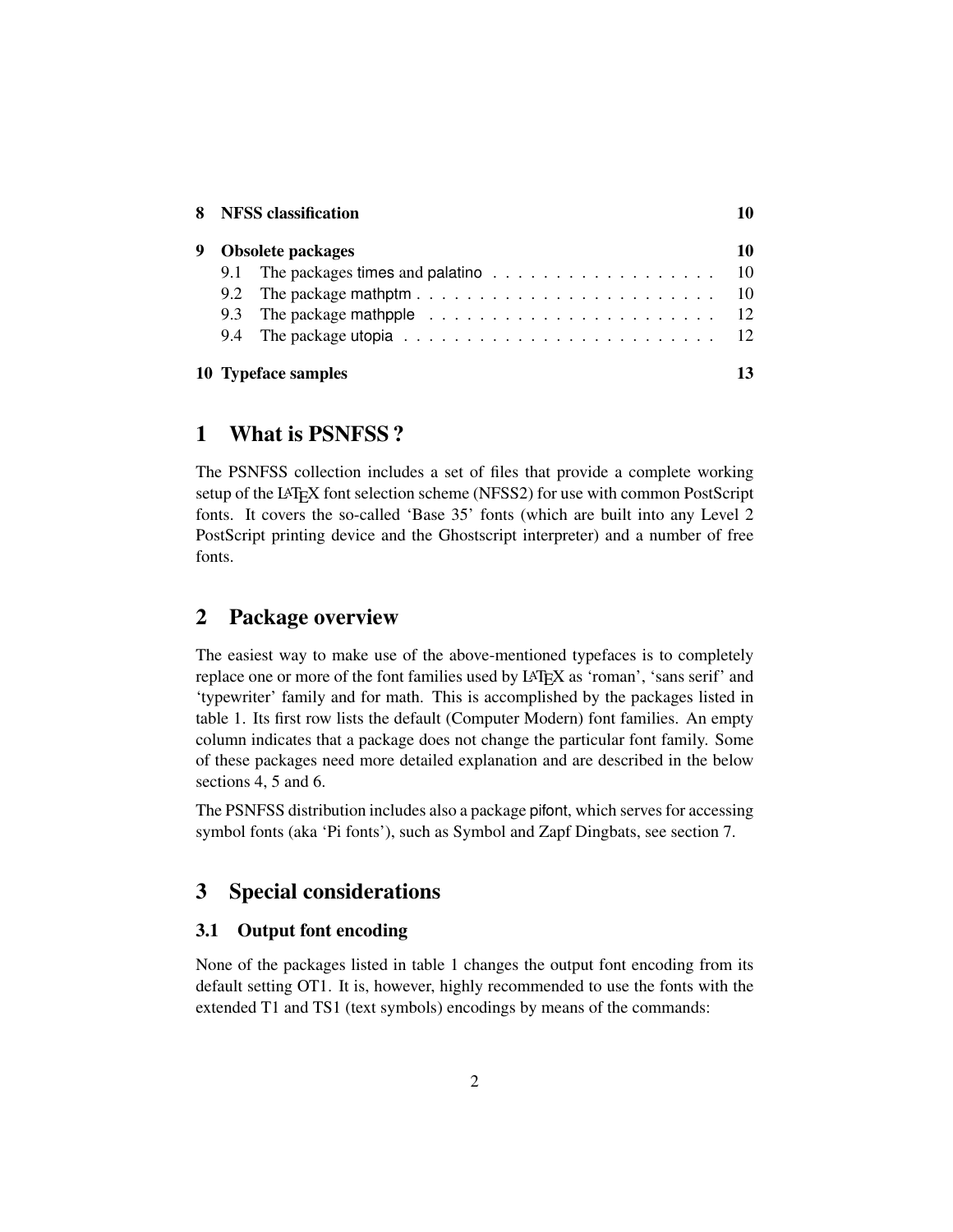| | | |
|---|---|---|
| **8** | **NFSS classification** | **10** |
| **9** | **Obsolete packages** | **10** |
| 9.1 | The packages times and palatino | 10 |
| 9.2 | The package mathptm | 10 |
| 9.3 | The package mathpple | 12 |
| 9.4 | The package utopia | 12 |
| **10** | **Typeface samples** | **13** |

# 1 What is PSNFSS ?

The PSNFSS collection includes a set of files that provide a complete working setup of the LaTeX font selection scheme (NFSS2) for use with common PostScript fonts. It covers the so-called 'Base 35' fonts (which are built into any Level 2 PostScript printing device and the Ghostscript interpreter) and a number of free fonts.

# 2 Package overview

The easiest way to make use of the above-mentioned typefaces is to completely replace one or more of the font families used by LaTeX as 'roman', 'sans serif' and 'typewriter' family and for math. This is accomplished by the packages listed in table 1. Its first row lists the default (Computer Modern) font families. An empty column indicates that a package does not change the particular font family. Some of these packages need more detailed explanation and are described in the below sections 4, 5 and 6.

The PSNFSS distribution includes also a package pifont, which serves for accessing symbol fonts (aka 'Pi fonts'), such as Symbol and Zapf Dingbats, see section 7.

# 3 Special considerations

## 3.1 Output font encoding

None of the packages listed in table 1 changes the output font encoding from its default setting OT1. It is, however, highly recommended to use the fonts with the extended T1 and TS1 (text symbols) encodings by means of the commands: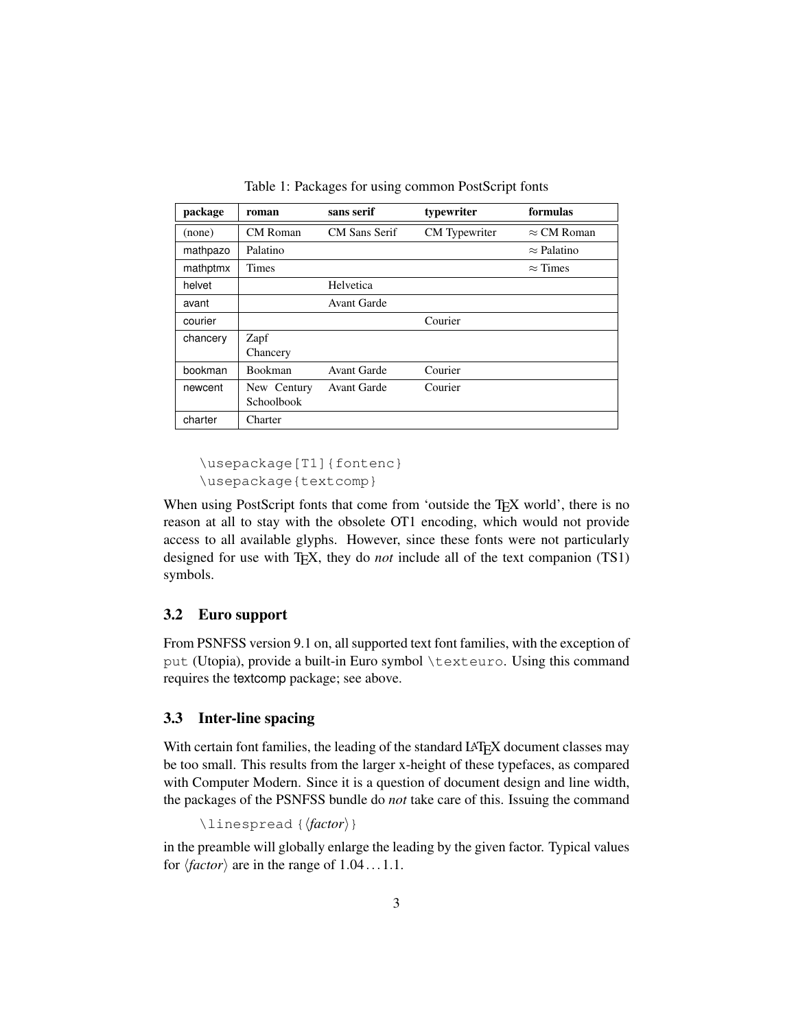Table 1: Packages for using common PostScript fonts

| package | roman | sans serif | typewriter | formulas |
|---|---|---|---|---|
| (none) | CM Roman | CM Sans Serif | CM Typewriter | $\approx$ CM Roman |
| mathpazo | Palatino | | | $\approx$ Palatino |
| mathptmx | Times | | | $\approx$ Times |
| helvet | | Helvetica | | |
| avant | | Avant Garde | | |
| courier | | | Courier | |
| chancery | Zapf Chancery | | | |
| bookman | Bookman | Avant Garde | Courier | |
| newcent | New Century Schoolbook | Avant Garde | Courier | |
| charter | Charter | | | |

```
\usepackage[T1]{fontenc}
\usepackage{textcomp}
```

When using PostScript fonts that come from 'outside the TEX world', there is no reason at all to stay with the obsolete OT1 encoding, which would not provide access to all available glyphs. However, since these fonts were not particularly designed for use with TEX, they do *not* include all of the text companion (TS1) symbols.

## 3.2 Euro support

From PSNFSS version 9.1 on, all supported text font families, with the exception of `put` (Utopia), provide a built-in Euro symbol `\texteuro`. Using this command requires the textcomp package; see above.

## 3.3 Inter-line spacing

With certain font families, the leading of the standard LaTeX document classes may be too small. This results from the larger x-height of these typefaces, as compared with Computer Modern. Since it is a question of document design and line width, the packages of the PSNFSS bundle do *not* take care of this. Issuing the command

```
\linespread{⟨factor⟩}
```

in the preamble will globally enlarge the leading by the given factor. Typical values for ⟨*factor*⟩ are in the range of 1.04 . . . 1.1.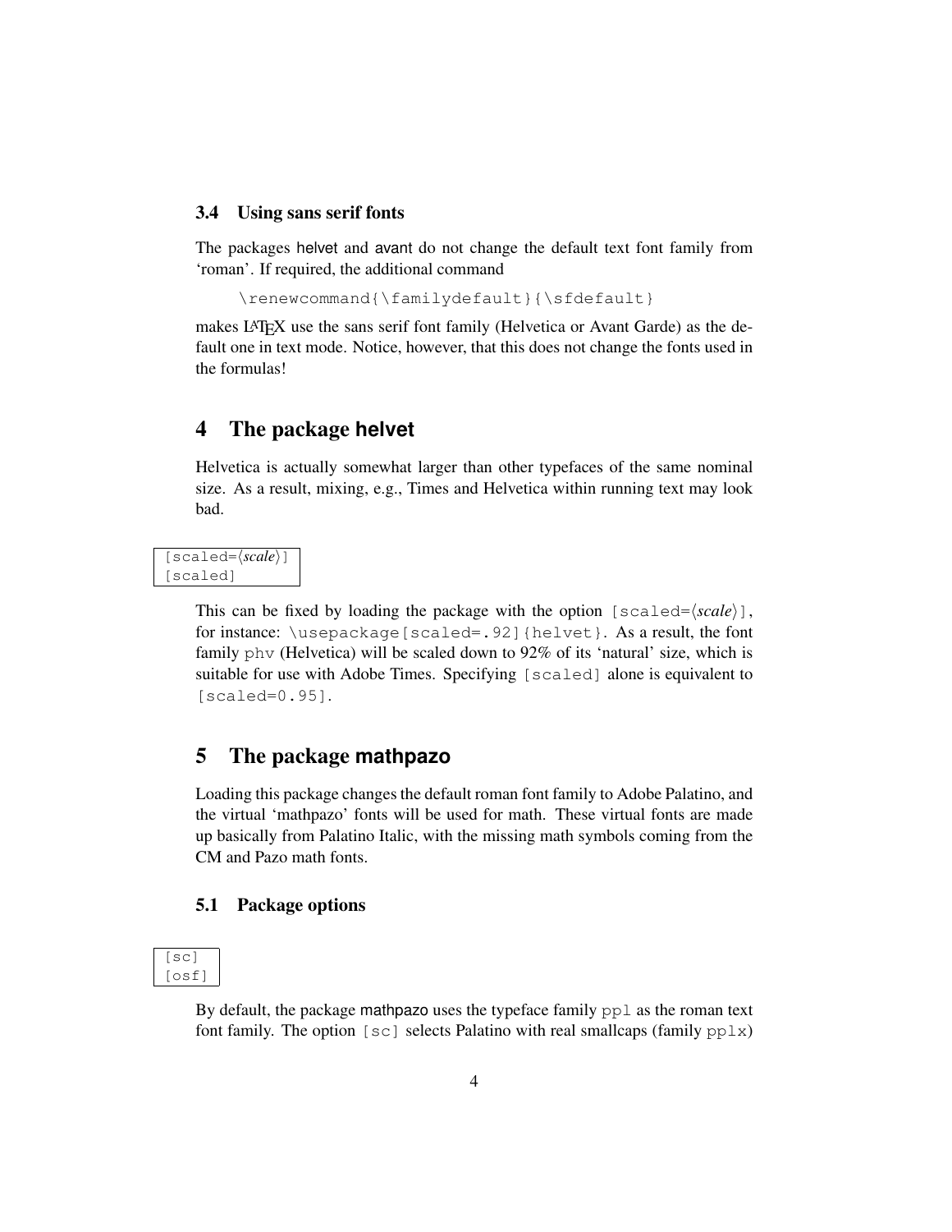### 3.4 Using sans serif fonts

The packages helvet and avant do not change the default text font family from 'roman'. If required, the additional command

```
\renewcommand{\familydefault}{\sfdefault}
```

makes LaTeX use the sans serif font family (Helvetica or Avant Garde) as the default one in text mode. Notice, however, that this does not change the fonts used in the formulas!

## 4 The package helvet

Helvetica is actually somewhat larger than other typefaces of the same nominal size. As a result, mixing, e.g., Times and Helvetica within running text may look bad.

```
[scaled=⟨scale⟩]
[scaled]
```

This can be fixed by loading the package with the option `[scaled=⟨scale⟩]`, for instance: `\usepackage[scaled=.92]{helvet}`. As a result, the font family `phv` (Helvetica) will be scaled down to 92% of its 'natural' size, which is suitable for use with Adobe Times. Specifying `[scaled]` alone is equivalent to `[scaled=0.95]`.

## 5 The package mathpazo

Loading this package changes the default roman font family to Adobe Palatino, and the virtual 'mathpazo' fonts will be used for math. These virtual fonts are made up basically from Palatino Italic, with the missing math symbols coming from the CM and Pazo math fonts.

### 5.1 Package options

```
[sc]
[osf]
```

By default, the package mathpazo uses the typeface family `ppl` as the roman text font family. The option `[sc]` selects Palatino with real smallcaps (family `pplx`)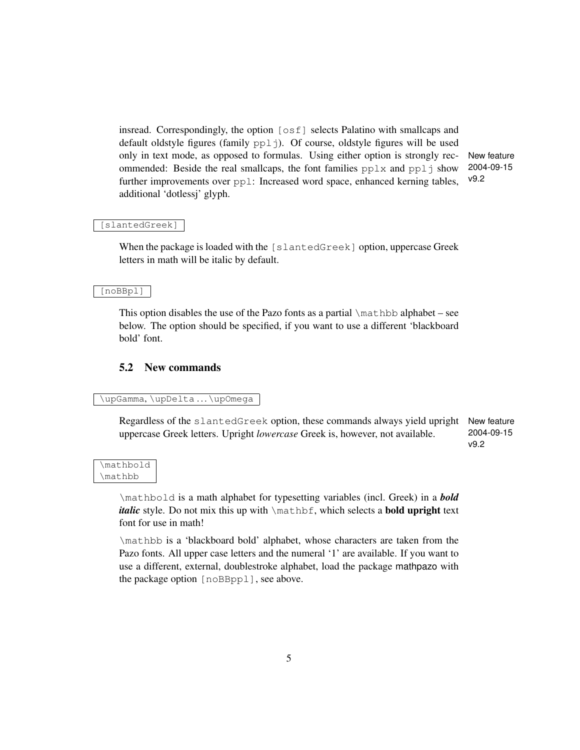insread. Correspondingly, the option `[osf]` selects Palatino with smallcaps and default oldstyle figures (family `pplj`). Of course, oldstyle figures will be used only in text mode, as opposed to formulas. Using either option is strongly recommended: Beside the real smallcaps, the font families `pplx` and `pplj` show further improvements over `ppl`: Increased word space, enhanced kerning tables, additional 'dotlessj' glyph.

New feature 2004-09-15 v9.2

`[slantedGreek]`

When the package is loaded with the `[slantedGreek]` option, uppercase Greek letters in math will be italic by default.

`[noBBpl]`

This option disables the use of the Pazo fonts as a partial `\mathbb` alphabet – see below. The option should be specified, if you want to use a different 'blackboard bold' font.

## 5.2 New commands

`\upGamma`, `\upDelta` ... `\upOmega`

Regardless of the `slantedGreek` option, these commands always yield upright uppercase Greek letters. Upright *lowercase* Greek is, however, not available.

New feature 2004-09-15 v9.2

`\mathbold`
`\mathbb`

`\mathbold` is a math alphabet for typesetting variables (incl. Greek) in a ***bold italic*** style. Do not mix this up with `\mathbf`, which selects a **bold upright** text font for use in math!

`\mathbb` is a 'blackboard bold' alphabet, whose characters are taken from the Pazo fonts. All upper case letters and the numeral '1' are available. If you want to use a different, external, doublestroke alphabet, load the package mathpazo with the package option `[noBBppl]`, see above.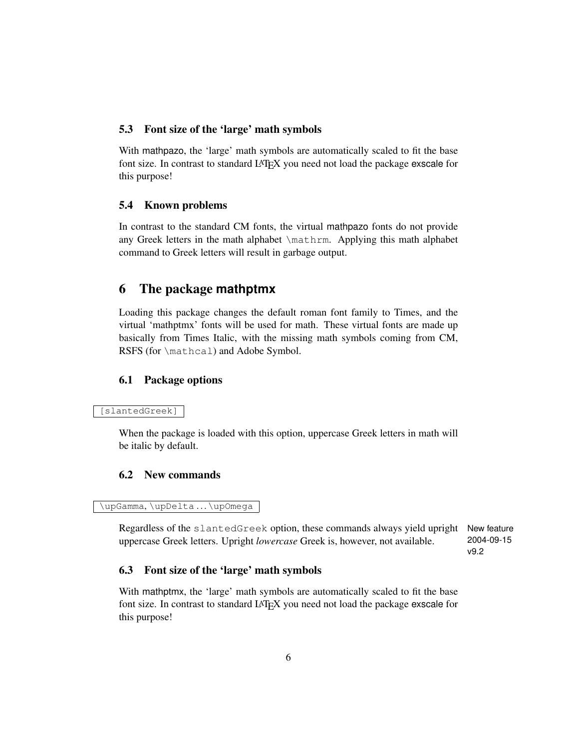### 5.3 Font size of the 'large' math symbols

With mathpazo, the 'large' math symbols are automatically scaled to fit the base font size. In contrast to standard LaTeX you need not load the package exscale for this purpose!

### 5.4 Known problems

In contrast to the standard CM fonts, the virtual mathpazo fonts do not provide any Greek letters in the math alphabet `\mathrm`. Applying this math alphabet command to Greek letters will result in garbage output.

## 6 The package mathptmx

Loading this package changes the default roman font family to Times, and the virtual 'mathptmx' fonts will be used for math. These virtual fonts are made up basically from Times Italic, with the missing math symbols coming from CM, RSFS (for `\mathcal`) and Adobe Symbol.

### 6.1 Package options

`[slantedGreek]`

When the package is loaded with this option, uppercase Greek letters in math will be italic by default.

### 6.2 New commands

`\upGamma`, `\upDelta` ... `\upOmega`

Regardless of the `slantedGreek` option, these commands always yield upright uppercase Greek letters. Upright *lowercase* Greek is, however, not available.

New feature 2004-09-15 v9.2

### 6.3 Font size of the 'large' math symbols

With mathptmx, the 'large' math symbols are automatically scaled to fit the base font size. In contrast to standard LaTeX you need not load the package exscale for this purpose!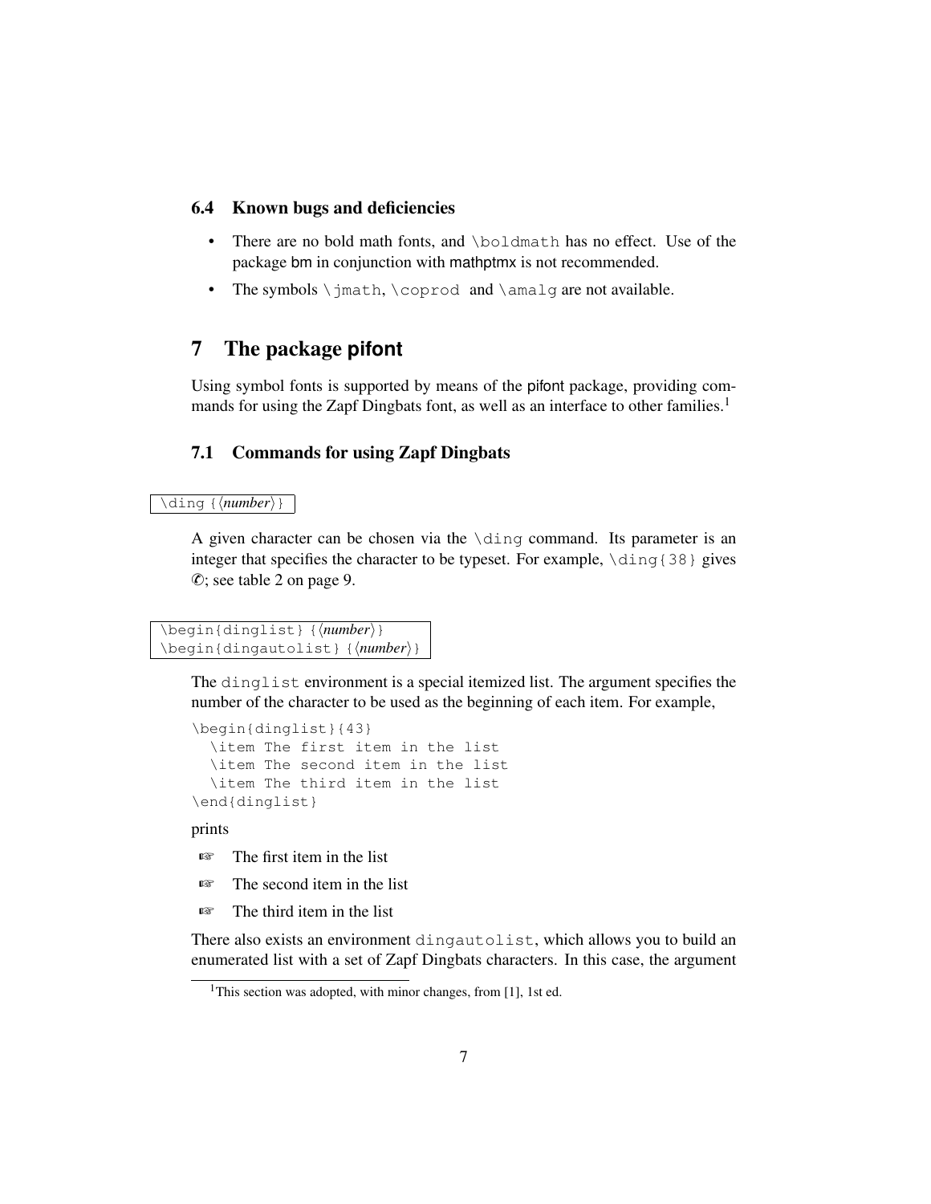### 6.4 Known bugs and deficiencies

- There are no bold math fonts, and `\boldmath` has no effect. Use of the package bm in conjunction with mathptmx is not recommended.
- The symbols `\jmath`, `\coprod` and `\amalg` are not available.

## 7 The package pifont

Using symbol fonts is supported by means of the pifont package, providing commands for using the Zapf Dingbats font, as well as an interface to other families.[1]

### 7.1 Commands for using Zapf Dingbats

`\ding{⟨number⟩}`

A given character can be chosen via the `\ding` command. Its parameter is an integer that specifies the character to be typeset. For example, `\ding{38}` gives ✆; see table 2 on page 9.

`\begin{dinglist}{⟨number⟩}`
`\begin{dingautolist}{⟨number⟩}`

The `dinglist` environment is a special itemized list. The argument specifies the number of the character to be used as the beginning of each item. For example,

```
\begin{dinglist}{43}
  \item The first item in the list
  \item The second item in the list
  \item The third item in the list
\end{dinglist}
```

prints

- ☞ The first item in the list
- ☞ The second item in the list
- ☞ The third item in the list

There also exists an environment `dingautolist`, which allows you to build an enumerated list with a set of Zapf Dingbats characters. In this case, the argument

[1] This section was adopted, with minor changes, from [1], 1st ed.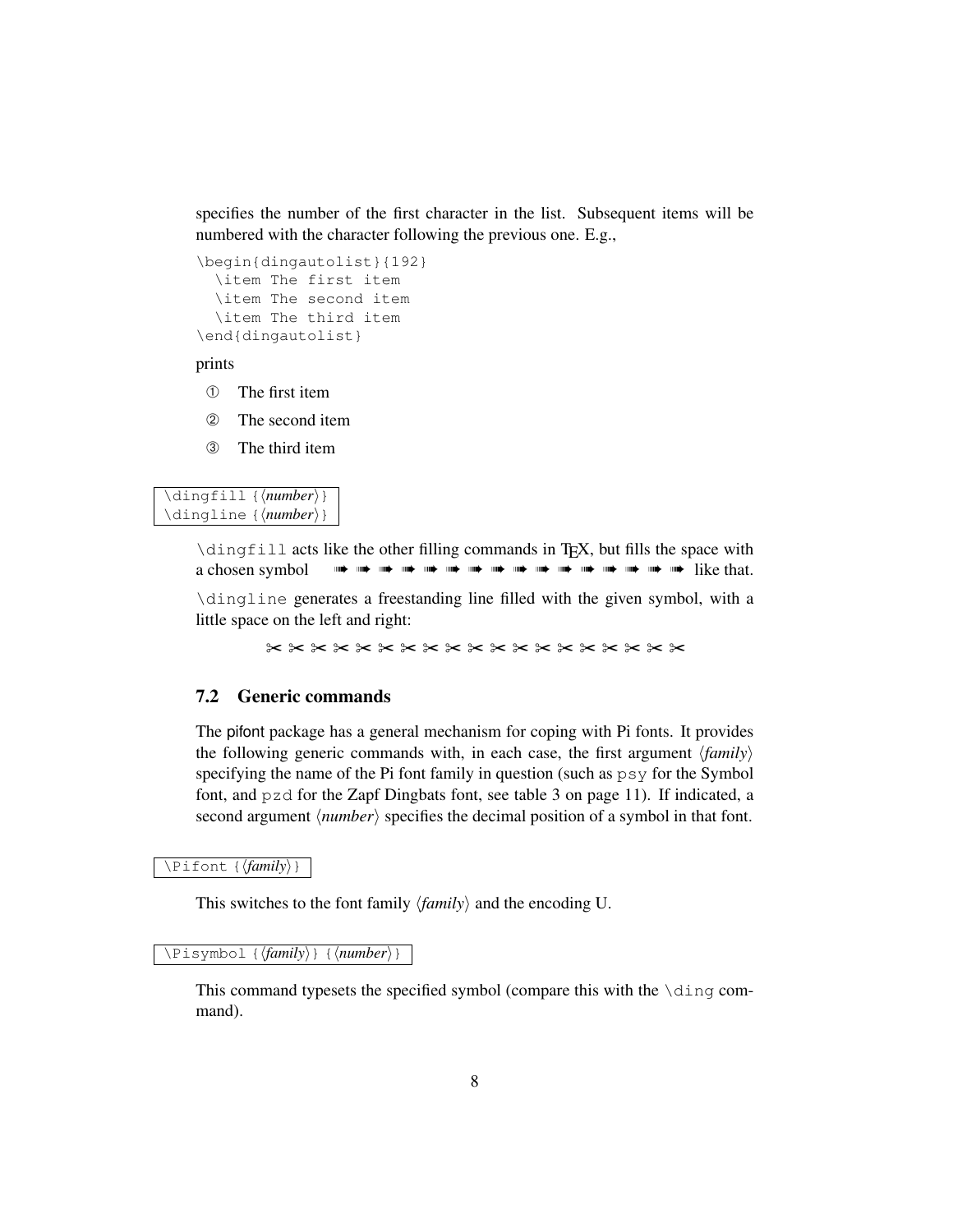specifies the number of the first character in the list. Subsequent items will be numbered with the character following the previous one. E.g.,

```
\begin{dingautolist}{192}
  \item The first item
  \item The second item
  \item The third item
\end{dingautolist}
```

prints

① The first item

② The second item

③ The third item

`\dingfill {⟨number⟩}`
`\dingline {⟨number⟩}`

`\dingfill` acts like the other filling commands in TEX, but fills the space with a chosen symbol ➠ ➠ ➠ ➠ ➠ ➠ ➠ ➠ ➠ ➠ ➠ ➠ ➠ ➠ ➠ ➠ like that.

`\dingline` generates a freestanding line filled with the given symbol, with a little space on the left and right:

✂ ✂ ✂ ✂ ✂ ✂ ✂ ✂ ✂ ✂ ✂ ✂ ✂ ✂ ✂ ✂ ✂ ✂ ✂

## 7.2 Generic commands

The pifont package has a general mechanism for coping with Pi fonts. It provides the following generic commands with, in each case, the first argument ⟨*family*⟩ specifying the name of the Pi font family in question (such as `psy` for the Symbol font, and `pzd` for the Zapf Dingbats font, see table 3 on page 11). If indicated, a second argument ⟨*number*⟩ specifies the decimal position of a symbol in that font.

`\Pifont {⟨family⟩}`

This switches to the font family ⟨*family*⟩ and the encoding U.

`\Pisymbol {⟨family⟩} {⟨number⟩}`

This command typesets the specified symbol (compare this with the `\ding` command).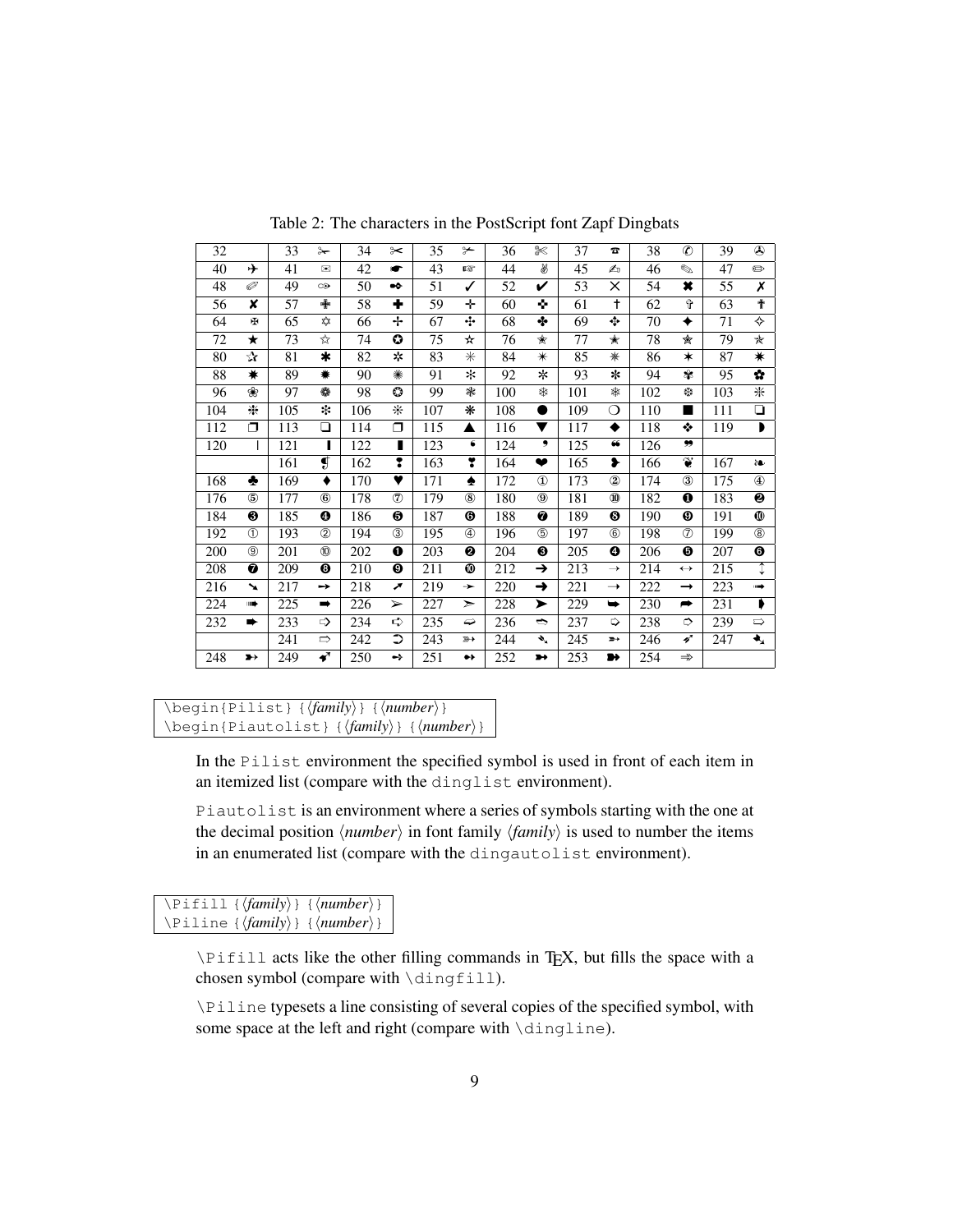Table 2: The characters in the PostScript font Zapf Dingbats

| 32 | | 33 | ✁ | 34 | ✂ | 35 | ✃ | 36 | ✄ | 37 | ☎ | 38 | ✆ | 39 | ✇ |
|---|---|---|---|---|---|---|---|---|---|---|---|---|---|---|---|
| 40 | ✈ | 41 | ✉ | 42 | ☛ | 43 | ☞ | 44 | ✌ | 45 | ✍ | 46 | ✎ | 47 | ✏ |
| 48 | ✐ | 49 | ✑ | 50 | ✒ | 51 | ✓ | 52 | ✔ | 53 | ✕ | 54 | ✖ | 55 | ✗ |
| 56 | ✘ | 57 | ✙ | 58 | ✚ | 59 | ✛ | 60 | ✜ | 61 | ✝ | 62 | ✞ | 63 | ✟ |
| 64 | ✠ | 65 | ✡ | 66 | ✢ | 67 | ✣ | 68 | ✤ | 69 | ✥ | 70 | ✦ | 71 | ✧ |
| 72 | ★ | 73 | ✩ | 74 | ✪ | 75 | ✫ | 76 | ✬ | 77 | ✭ | 78 | ✮ | 79 | ✯ |
| 80 | ✰ | 81 | ✱ | 82 | ✲ | 83 | ✳ | 84 | ✴ | 85 | ✵ | 86 | ✶ | 87 | ✷ |
| 88 | ✸ | 89 | ✹ | 90 | ✺ | 91 | ✻ | 92 | ✼ | 93 | ✽ | 94 | ✾ | 95 | ✿ |
| 96 | ❀ | 97 | ❁ | 98 | ❂ | 99 | ❃ | 100 | ❄ | 101 | ❅ | 102 | ❆ | 103 | ❇ |
| 104 | ❈ | 105 | ❉ | 106 | ❊ | 107 | ❋ | 108 | ● | 109 | ❍ | 110 | ■ | 111 | ❏ |
| 112 | ❐ | 113 | ❑ | 114 | ❒ | 115 | ▲ | 116 | ▼ | 117 | ◆ | 118 | ❖ | 119 | ◗ |
| 120 | ❘ | 121 | ❙ | 122 | ❚ | 123 | ❛ | 124 | ❜ | 125 | ❝ | 126 | ❞ | | |
| | | 161 | ❡ | 162 | ❢ | 163 | ❣ | 164 | ❤ | 165 | ❥ | 166 | ❦ | 167 | ❧ |
| 168 | ♣ | 169 | ♦ | 170 | ♥ | 171 | ♠ | 172 | ① | 173 | ② | 174 | ③ | 175 | ④ |
| 176 | ⑤ | 177 | ⑥ | 178 | ⑦ | 179 | ⑧ | 180 | ⑨ | 181 | ⑩ | 182 | ❶ | 183 | ❷ |
| 184 | ❸ | 185 | ❹ | 186 | ❺ | 187 | ❻ | 188 | ❼ | 189 | ❽ | 190 | ❾ | 191 | ❿ |
| 192 | ➀ | 193 | ➁ | 194 | ➂ | 195 | ➃ | 196 | ➄ | 197 | ➅ | 198 | ➆ | 199 | ➇ |
| 200 | ➈ | 201 | ➉ | 202 | ➊ | 203 | ➋ | 204 | ➌ | 205 | ➍ | 206 | ➎ | 207 | ➏ |
| 208 | ➐ | 209 | ➑ | 210 | ➒ | 211 | ➓ | 212 | ➔ | 213 | → | 214 | ↔ | 215 | ↕ |
| 216 | ➘ | 217 | ➙ | 218 | ➚ | 219 | ➛ | 220 | ➜ | 221 | ➝ | 222 | ➞ | 223 | ➟ |
| 224 | ➠ | 225 | ➡ | 226 | ➢ | 227 | ➣ | 228 | ➤ | 229 | ➥ | 230 | ➦ | 231 | ➧ |
| 232 | ➨ | 233 | ➩ | 234 | ➪ | 235 | ➫ | 236 | ➬ | 237 | ➭ | 238 | ➮ | 239 | ➯ |
| | | 241 | ➱ | 242 | ➲ | 243 | ➳ | 244 | ➴ | 245 | ➵ | 246 | ➶ | 247 | ➷ |
| 248 | ➸ | 249 | ➹ | 250 | ➺ | 251 | ➻ | 252 | ➼ | 253 | ➽ | 254 | ➾ | | |

```
\begin{Pilist}{⟨family⟩}{⟨number⟩}
\begin{Piautolist}{⟨family⟩}{⟨number⟩}
```

In the `Pilist` environment the specified symbol is used in front of each item in an itemized list (compare with the `dinglist` environment).

`Piautolist` is an environment where a series of symbols starting with the one at the decimal position ⟨*number*⟩ in font family ⟨*family*⟩ is used to number the items in an enumerated list (compare with the `dingautolist` environment).

```
\Pifill{⟨family⟩}{⟨number⟩}
\Piline{⟨family⟩}{⟨number⟩}
```

`\Pifill` acts like the other filling commands in TEX, but fills the space with a chosen symbol (compare with `\dingfill`).

`\Piline` typesets a line consisting of several copies of the specified symbol, with some space at the left and right (compare with `\dingline`).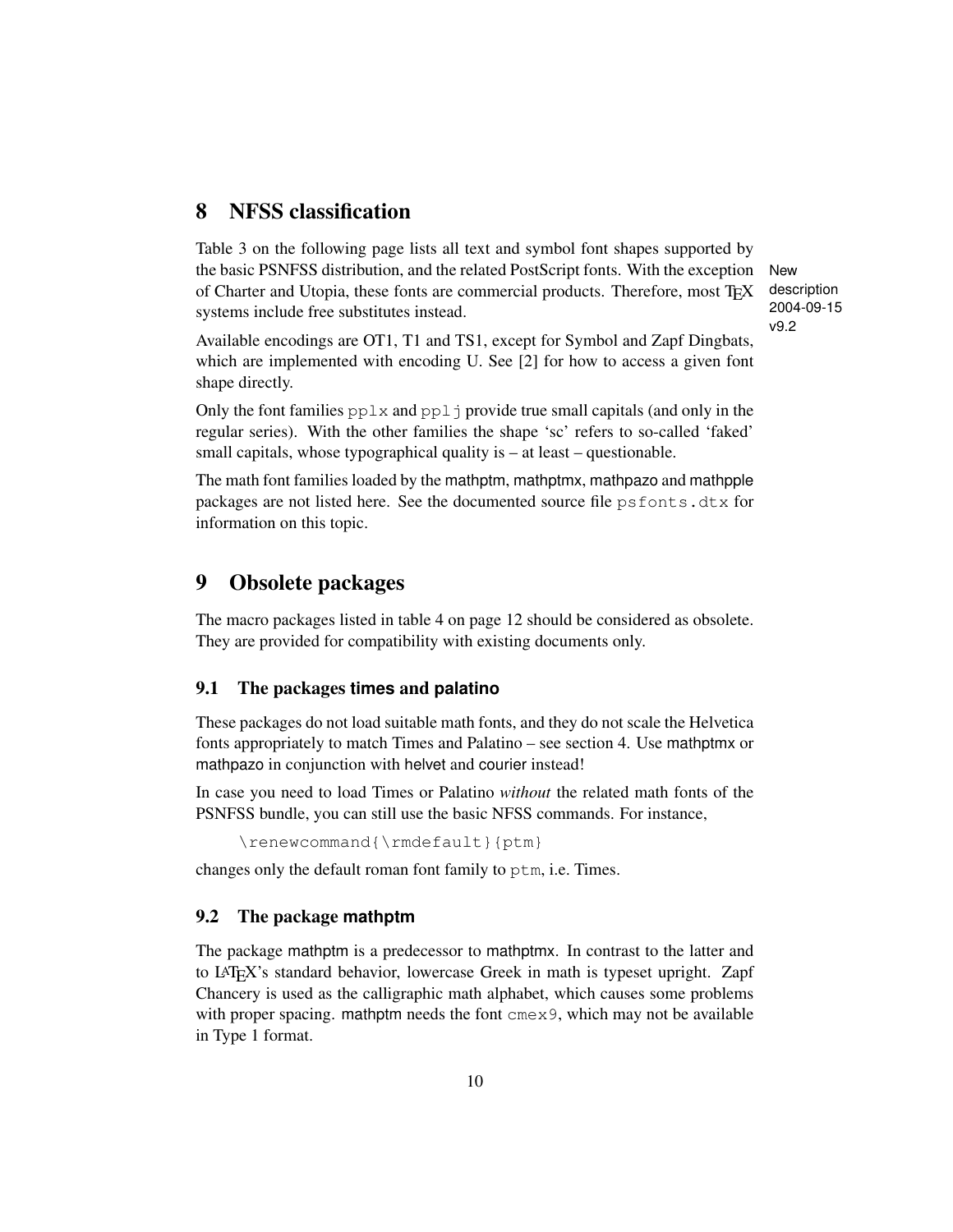# 8 NFSS classification

Table 3 on the following page lists all text and symbol font shapes supported by the basic PSNFSS distribution, and the related PostScript fonts. With the exception of Charter and Utopia, these fonts are commercial products. Therefore, most TeX systems include free substitutes instead.

New description 2004-09-15 v9.2

Available encodings are OT1, T1 and TS1, except for Symbol and Zapf Dingbats, which are implemented with encoding U. See [2] for how to access a given font shape directly.

Only the font families `pplx` and `pplj` provide true small capitals (and only in the regular series). With the other families the shape 'sc' refers to so-called 'faked' small capitals, whose typographical quality is – at least – questionable.

The math font families loaded by the mathptm, mathptmx, mathpazo and mathpple packages are not listed here. See the documented source file `psfonts.dtx` for information on this topic.

# 9 Obsolete packages

The macro packages listed in table 4 on page 12 should be considered as obsolete. They are provided for compatibility with existing documents only.

## 9.1 The packages times and palatino

These packages do not load suitable math fonts, and they do not scale the Helvetica fonts appropriately to match Times and Palatino – see section 4. Use mathptmx or mathpazo in conjunction with helvet and courier instead!

In case you need to load Times or Palatino *without* the related math fonts of the PSNFSS bundle, you can still use the basic NFSS commands. For instance,

```
\renewcommand{\rmdefault}{ptm}
```

changes only the default roman font family to `ptm`, i.e. Times.

## 9.2 The package mathptm

The package mathptm is a predecessor to mathptmx. In contrast to the latter and to LaTeX's standard behavior, lowercase Greek in math is typeset upright. Zapf Chancery is used as the calligraphic math alphabet, which causes some problems with proper spacing. mathptm needs the font `cmex9`, which may not be available in Type 1 format.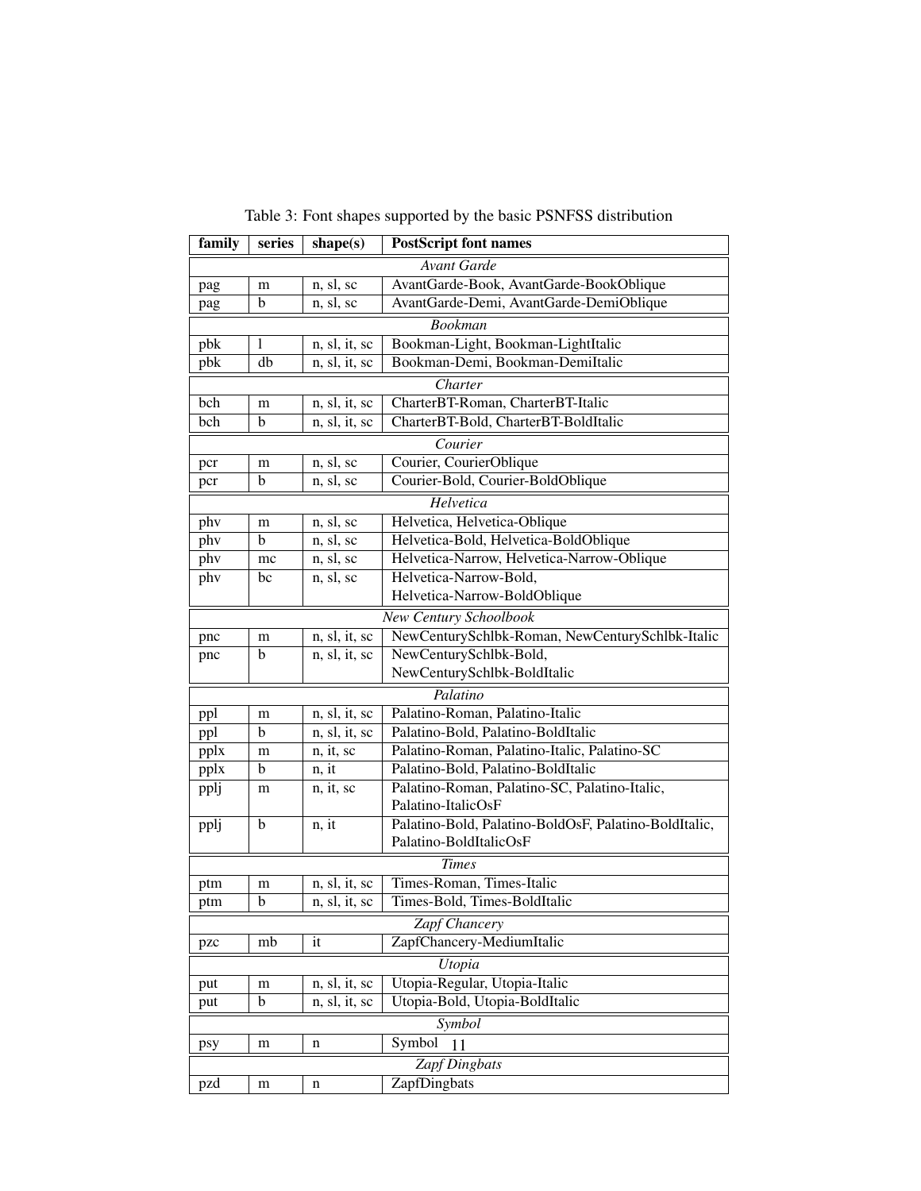Table 3: Font shapes supported by the basic PSNFSS distribution

| family | series | shape(s) | PostScript font names |
|---|---|---|---|
| *Avant Garde* | | | |
| pag | m | n, sl, sc | AvantGarde-Book, AvantGarde-BookOblique |
| pag | b | n, sl, sc | AvantGarde-Demi, AvantGarde-DemiOblique |
| *Bookman* | | | |
| pbk | l | n, sl, it, sc | Bookman-Light, Bookman-LightItalic |
| pbk | db | n, sl, it, sc | Bookman-Demi, Bookman-DemiItalic |
| *Charter* | | | |
| bch | m | n, sl, it, sc | CharterBT-Roman, CharterBT-Italic |
| bch | b | n, sl, it, sc | CharterBT-Bold, CharterBT-BoldItalic |
| *Courier* | | | |
| pcr | m | n, sl, sc | Courier, CourierOblique |
| pcr | b | n, sl, sc | Courier-Bold, Courier-BoldOblique |
| *Helvetica* | | | |
| phv | m | n, sl, sc | Helvetica, Helvetica-Oblique |
| phv | b | n, sl, sc | Helvetica-Bold, Helvetica-BoldOblique |
| phv | mc | n, sl, sc | Helvetica-Narrow, Helvetica-Narrow-Oblique |
| phv | bc | n, sl, sc | Helvetica-Narrow-Bold, Helvetica-Narrow-BoldOblique |
| *New Century Schoolbook* | | | |
| pnc | m | n, sl, it, sc | NewCenturySchlbk-Roman, NewCenturySchlbk-Italic |
| pnc | b | n, sl, it, sc | NewCenturySchlbk-Bold, NewCenturySchlbk-BoldItalic |
| *Palatino* | | | |
| ppl | m | n, sl, it, sc | Palatino-Roman, Palatino-Italic |
| ppl | b | n, sl, it, sc | Palatino-Bold, Palatino-BoldItalic |
| pplx | m | n, it, sc | Palatino-Roman, Palatino-Italic, Palatino-SC |
| pplx | b | n, it | Palatino-Bold, Palatino-BoldItalic |
| pplj | m | n, it, sc | Palatino-Roman, Palatino-SC, Palatino-Italic, Palatino-ItalicOsF |
| pplj | b | n, it | Palatino-Bold, Palatino-BoldOsF, Palatino-BoldItalic, Palatino-BoldItalicOsF |
| *Times* | | | |
| ptm | m | n, sl, it, sc | Times-Roman, Times-Italic |
| ptm | b | n, sl, it, sc | Times-Bold, Times-BoldItalic |
| *Zapf Chancery* | | | |
| pzc | mb | it | ZapfChancery-MediumItalic |
| *Utopia* | | | |
| put | m | n, sl, it, sc | Utopia-Regular, Utopia-Italic |
| put | b | n, sl, it, sc | Utopia-Bold, Utopia-BoldItalic |
| *Symbol* | | | |
| psy | m | n | Symbol |
| *Zapf Dingbats* | | | |
| pzd | m | n | ZapfDingbats |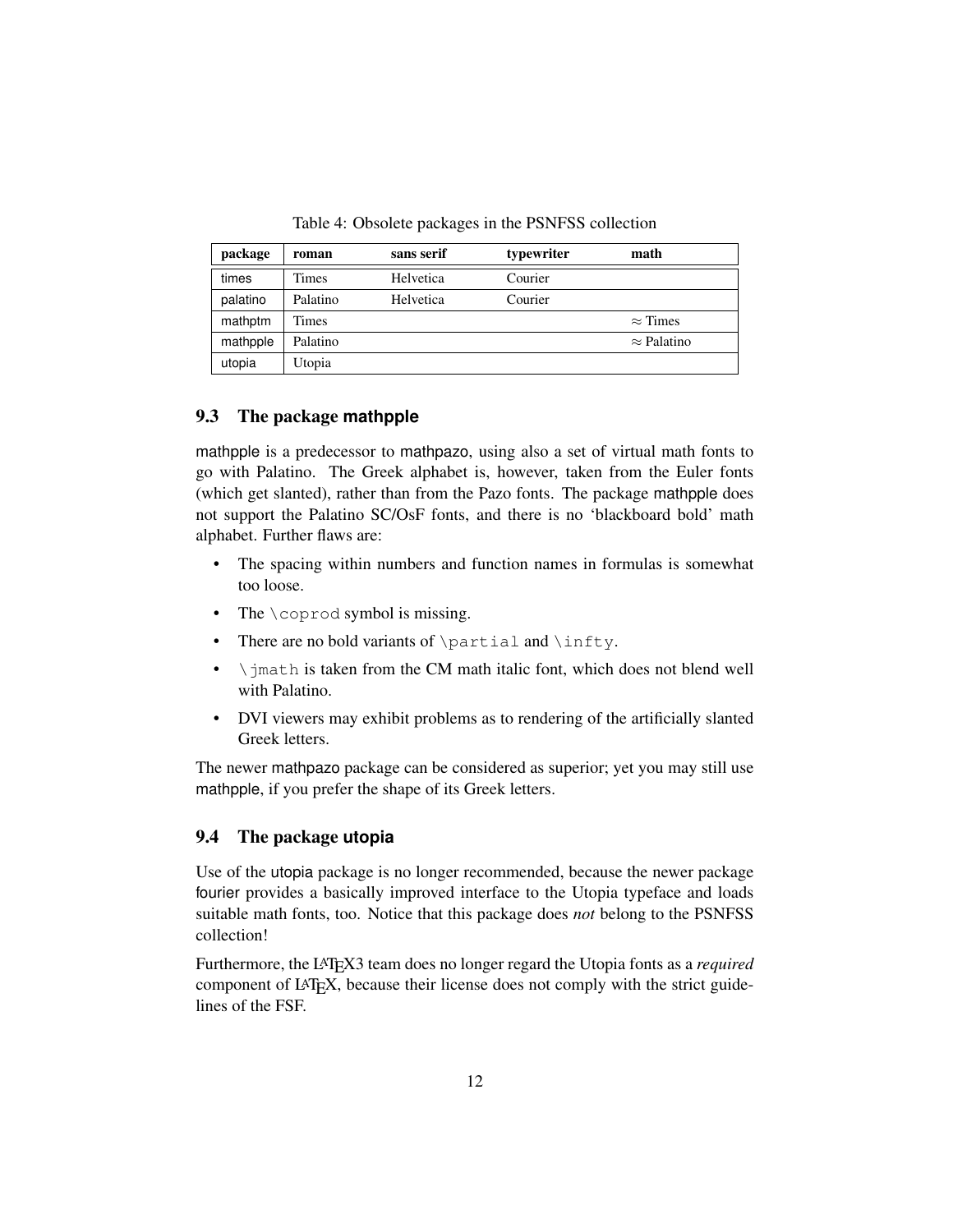Table 4: Obsolete packages in the PSNFSS collection

| package | roman | sans serif | typewriter | math |
|---|---|---|---|---|
| times | Times | Helvetica | Courier | |
| palatino | Palatino | Helvetica | Courier | |
| mathptm | Times | | | $\approx$ Times |
| mathpple | Palatino | | | $\approx$ Palatino |
| utopia | Utopia | | | |

## 9.3 The package mathpple

mathpple is a predecessor to mathpazo, using also a set of virtual math fonts to go with Palatino. The Greek alphabet is, however, taken from the Euler fonts (which get slanted), rather than from the Pazo fonts. The package mathpple does not support the Palatino SC/OsF fonts, and there is no 'blackboard bold' math alphabet. Further flaws are:

- The spacing within numbers and function names in formulas is somewhat too loose.
- The `\coprod` symbol is missing.
- There are no bold variants of `\partial` and `\infty`.
- `\jmath` is taken from the CM math italic font, which does not blend well with Palatino.
- DVI viewers may exhibit problems as to rendering of the artificially slanted Greek letters.

The newer mathpazo package can be considered as superior; yet you may still use mathpple, if you prefer the shape of its Greek letters.

## 9.4 The package utopia

Use of the utopia package is no longer recommended, because the newer package fourier provides a basically improved interface to the Utopia typeface and loads suitable math fonts, too. Notice that this package does *not* belong to the PSNFSS collection!

Furthermore, the LaTeX3 team does no longer regard the Utopia fonts as a *required* component of LaTeX, because their license does not comply with the strict guidelines of the FSF.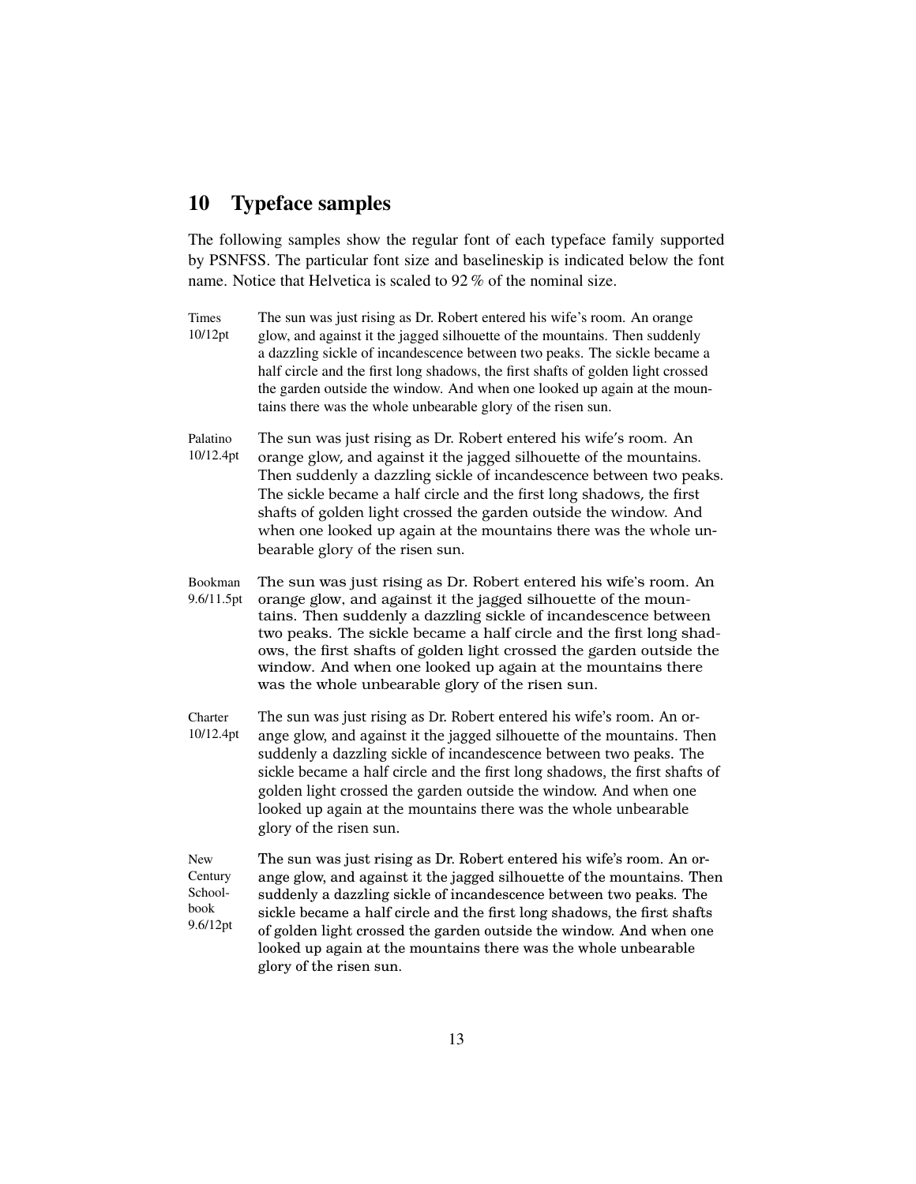## 10 Typeface samples

The following samples show the regular font of each typeface family supported by PSNFSS. The particular font size and baselineskip is indicated below the font name. Notice that Helvetica is scaled to 92 % of the nominal size.

| | |
|---|---|
| Times 10/12pt | The sun was just rising as Dr. Robert entered his wife's room. An orange glow, and against it the jagged silhouette of the mountains. Then suddenly a dazzling sickle of incandescence between two peaks. The sickle became a half circle and the first long shadows, the first shafts of golden light crossed the garden outside the window. And when one looked up again at the mountains there was the whole unbearable glory of the risen sun. |
| Palatino 10/12.4pt | The sun was just rising as Dr. Robert entered his wife's room. An orange glow, and against it the jagged silhouette of the mountains. Then suddenly a dazzling sickle of incandescence between two peaks. The sickle became a half circle and the first long shadows, the first shafts of golden light crossed the garden outside the window. And when one looked up again at the mountains there was the whole unbearable glory of the risen sun. |
| Bookman 9.6/11.5pt | The sun was just rising as Dr. Robert entered his wife's room. An orange glow, and against it the jagged silhouette of the mountains. Then suddenly a dazzling sickle of incandescence between two peaks. The sickle became a half circle and the first long shadows, the first shafts of golden light crossed the garden outside the window. And when one looked up again at the mountains there was the whole unbearable glory of the risen sun. |
| Charter 10/12.4pt | The sun was just rising as Dr. Robert entered his wife's room. An orange glow, and against it the jagged silhouette of the mountains. Then suddenly a dazzling sickle of incandescence between two peaks. The sickle became a half circle and the first long shadows, the first shafts of golden light crossed the garden outside the window. And when one looked up again at the mountains there was the whole unbearable glory of the risen sun. |
| New Century Schoolbook 9.6/12pt | The sun was just rising as Dr. Robert entered his wife's room. An orange glow, and against it the jagged silhouette of the mountains. Then suddenly a dazzling sickle of incandescence between two peaks. The sickle became a half circle and the first long shadows, the first shafts of golden light crossed the garden outside the window. And when one looked up again at the mountains there was the whole unbearable glory of the risen sun. |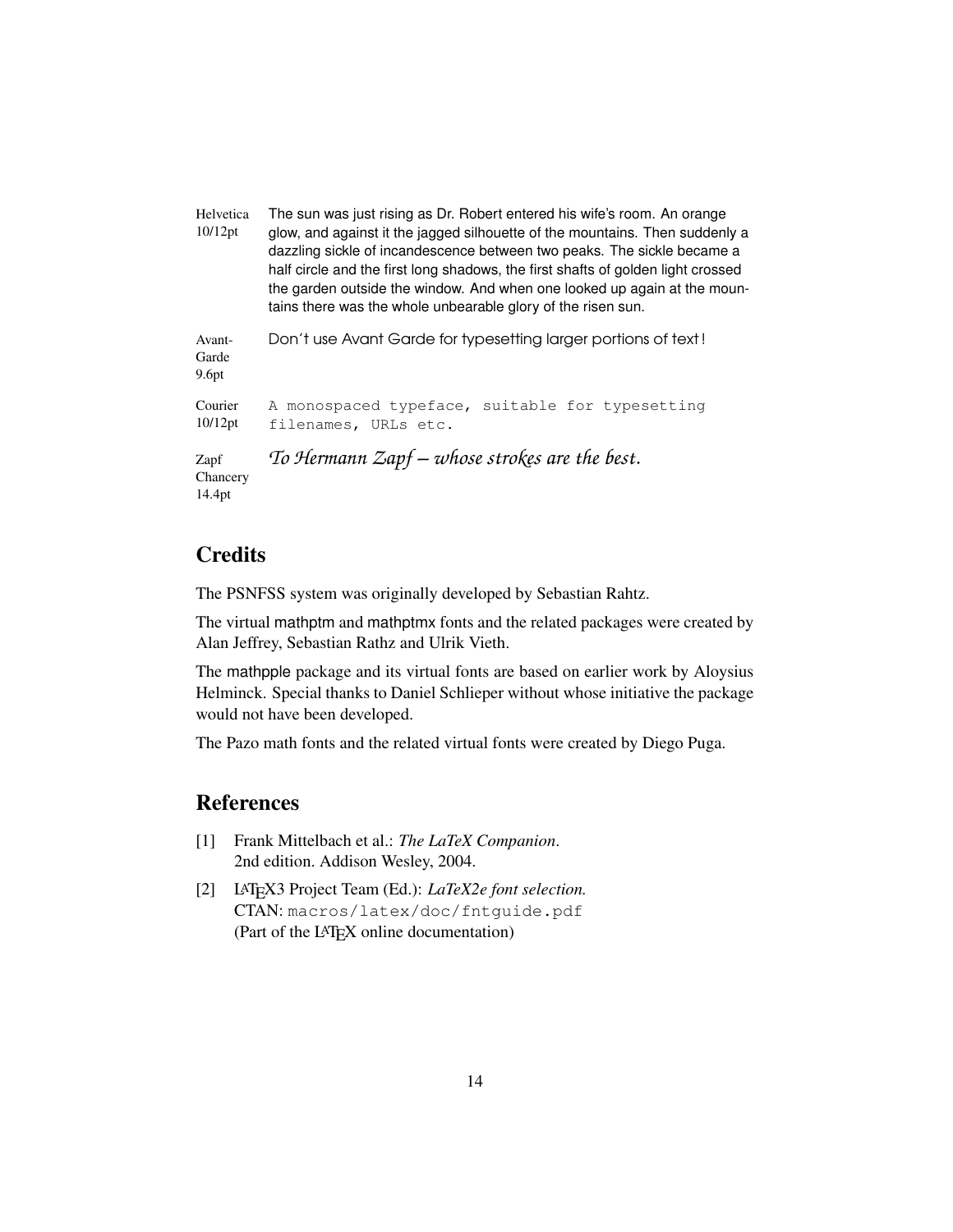| | |
|---|---|
| Helvetica 10/12pt | The sun was just rising as Dr. Robert entered his wife's room. An orange glow, and against it the jagged silhouette of the mountains. Then suddenly a dazzling sickle of incandescence between two peaks. The sickle became a half circle and the first long shadows, the first shafts of golden light crossed the garden outside the window. And when one looked up again at the mountains there was the whole unbearable glory of the risen sun. |
| Avant-Garde 9.6pt | Don't use Avant Garde for typesetting larger portions of text! |
| Courier 10/12pt | `A monospaced typeface, suitable for typesetting filenames, URLs etc.` |
| Zapf Chancery 14.4pt | *To Hermann Zapf – whose strokes are the best.* |

## Credits

The PSNFSS system was originally developed by Sebastian Rahtz.

The virtual mathptm and mathptmx fonts and the related packages were created by Alan Jeffrey, Sebastian Rathz and Ulrik Vieth.

The mathpple package and its virtual fonts are based on earlier work by Aloysius Helminck. Special thanks to Daniel Schlieper without whose initiative the package would not have been developed.

The Pazo math fonts and the related virtual fonts were created by Diego Puga.

## References

[1] Frank Mittelbach et al.: *The LaTeX Companion*. 2nd edition. Addison Wesley, 2004.

[2] LaTeX3 Project Team (Ed.): *LaTeX2e font selection.* CTAN: `macros/latex/doc/fntguide.pdf` (Part of the LaTeX online documentation)